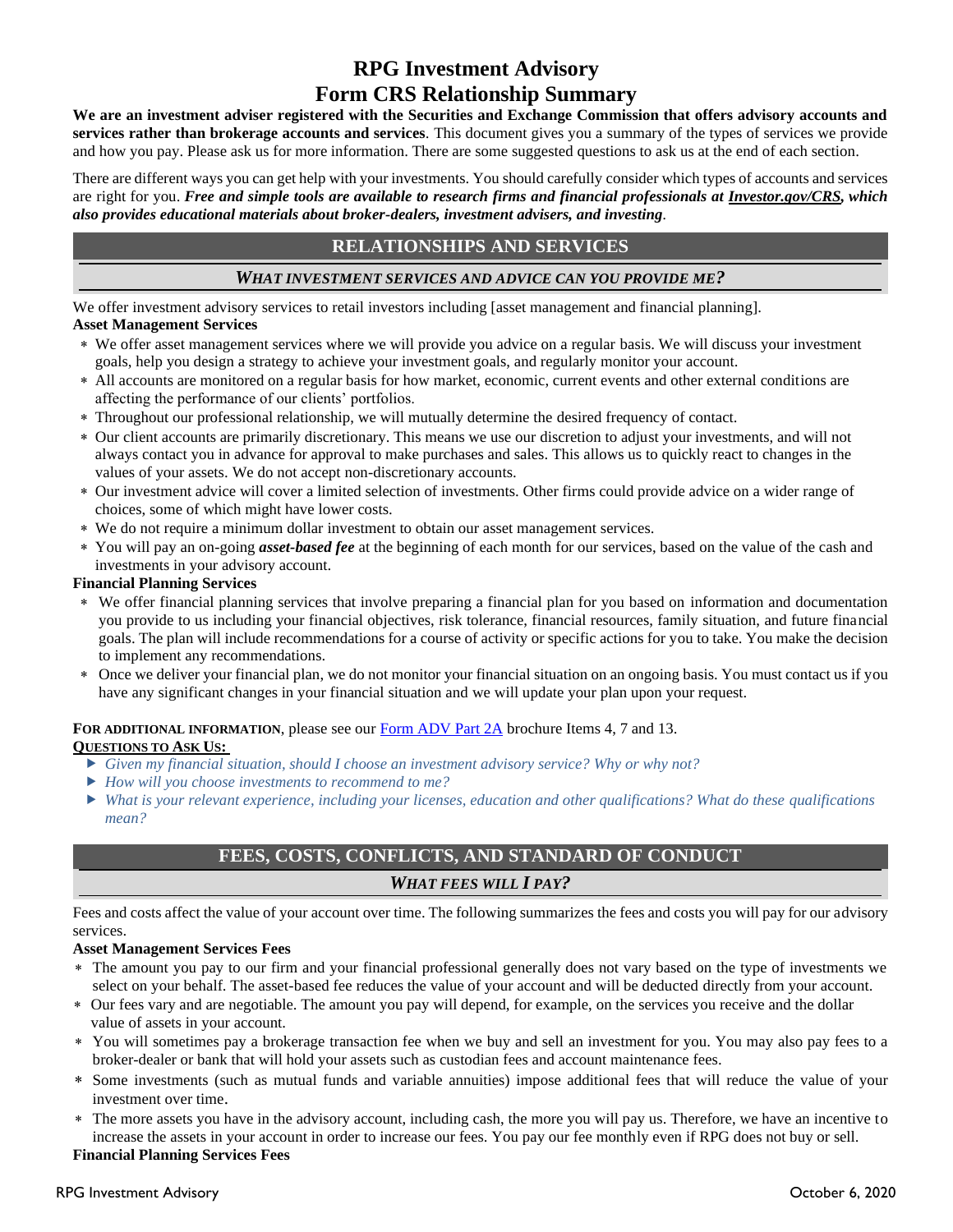# RPG Investment Advisory
# Form CRS Relationship Summary

**We are an investment adviser registered with the Securities and Exchange Commission that offers advisory accounts and services rather than brokerage accounts and services**. This document gives you a summary of the types of services we provide and how you pay. Please ask us for more information. There are some suggested questions to ask us at the end of each section.

There are different ways you can get help with your investments. You should carefully consider which types of accounts and services are right for you. ***Free and simple tools are available to research firms and financial professionals at Investor.gov/CRS, which also provides educational materials about broker-dealers, investment advisers, and investing***.

## RELATIONSHIPS AND SERVICES

### *WHAT INVESTMENT SERVICES AND ADVICE CAN YOU PROVIDE ME?*

We offer investment advisory services to retail investors including [asset management and financial planning].

**Asset Management Services**

- We offer asset management services where we will provide you advice on a regular basis. We will discuss your investment goals, help you design a strategy to achieve your investment goals, and regularly monitor your account.
- All accounts are monitored on a regular basis for how market, economic, current events and other external conditions are affecting the performance of our clients' portfolios.
- Throughout our professional relationship, we will mutually determine the desired frequency of contact.
- Our client accounts are primarily discretionary. This means we use our discretion to adjust your investments, and will not always contact you in advance for approval to make purchases and sales. This allows us to quickly react to changes in the values of your assets. We do not accept non-discretionary accounts.
- Our investment advice will cover a limited selection of investments. Other firms could provide advice on a wider range of choices, some of which might have lower costs.
- We do not require a minimum dollar investment to obtain our asset management services.
- You will pay an on-going ***asset-based fee*** at the beginning of each month for our services, based on the value of the cash and investments in your advisory account.

**Financial Planning Services**

- We offer financial planning services that involve preparing a financial plan for you based on information and documentation you provide to us including your financial objectives, risk tolerance, financial resources, family situation, and future financial goals. The plan will include recommendations for a course of activity or specific actions for you to take. You make the decision to implement any recommendations.
- Once we deliver your financial plan, we do not monitor your financial situation on an ongoing basis. You must contact us if you have any significant changes in your financial situation and we will update your plan upon your request.

**FOR ADDITIONAL INFORMATION**, please see our Form ADV Part 2A brochure Items 4, 7 and 13.

**QUESTIONS TO ASK US:**

- *Given my financial situation, should I choose an investment advisory service? Why or why not?*
- *How will you choose investments to recommend to me?*
- *What is your relevant experience, including your licenses, education and other qualifications? What do these qualifications mean?*

## FEES, COSTS, CONFLICTS, AND STANDARD OF CONDUCT

### *WHAT FEES WILL I PAY?*

Fees and costs affect the value of your account over time. The following summarizes the fees and costs you will pay for our advisory services.

**Asset Management Services Fees**

- The amount you pay to our firm and your financial professional generally does not vary based on the type of investments we select on your behalf. The asset-based fee reduces the value of your account and will be deducted directly from your account.
- Our fees vary and are negotiable. The amount you pay will depend, for example, on the services you receive and the dollar value of assets in your account.
- You will sometimes pay a brokerage transaction fee when we buy and sell an investment for you. You may also pay fees to a broker-dealer or bank that will hold your assets such as custodian fees and account maintenance fees.
- Some investments (such as mutual funds and variable annuities) impose additional fees that will reduce the value of your investment over time.
- The more assets you have in the advisory account, including cash, the more you will pay us. Therefore, we have an incentive to increase the assets in your account in order to increase our fees. You pay our fee monthly even if RPG does not buy or sell.

**Financial Planning Services Fees**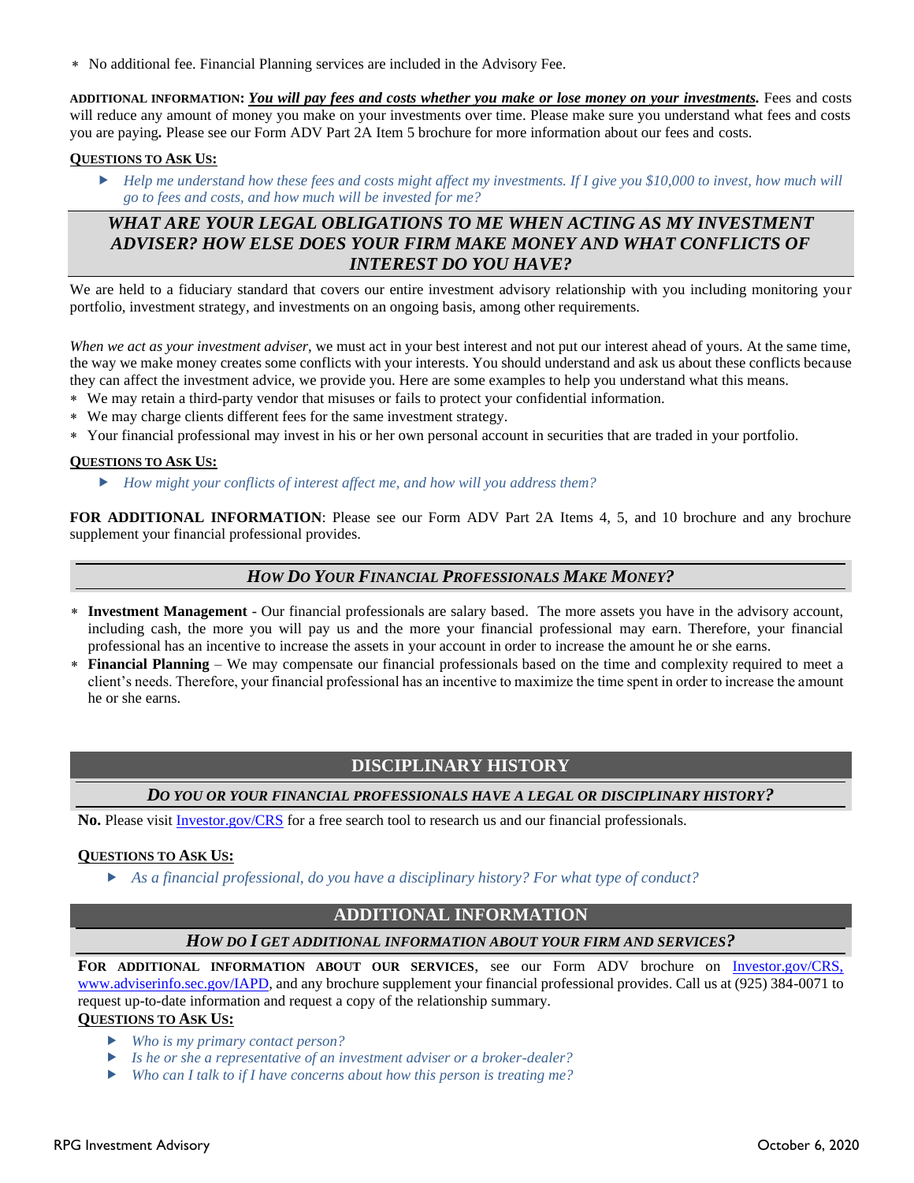- No additional fee. Financial Planning services are included in the Advisory Fee.

**ADDITIONAL INFORMATION:** ***You will pay fees and costs whether you make or lose money on your investments.*** Fees and costs will reduce any amount of money you make on your investments over time. Please make sure you understand what fees and costs you are paying**.** Please see our Form ADV Part 2A Item 5 brochure for more information about our fees and costs.

**QUESTIONS TO ASK US:**

- *Help me understand how these fees and costs might affect my investments. If I give you $10,000 to invest, how much will go to fees and costs, and how much will be invested for me?*

## *WHAT ARE YOUR LEGAL OBLIGATIONS TO ME WHEN ACTING AS MY INVESTMENT ADVISER? HOW ELSE DOES YOUR FIRM MAKE MONEY AND WHAT CONFLICTS OF INTEREST DO YOU HAVE?*

We are held to a fiduciary standard that covers our entire investment advisory relationship with you including monitoring your portfolio, investment strategy, and investments on an ongoing basis, among other requirements.

*When we act as your investment adviser*, we must act in your best interest and not put our interest ahead of yours. At the same time, the way we make money creates some conflicts with your interests. You should understand and ask us about these conflicts because they can affect the investment advice, we provide you. Here are some examples to help you understand what this means.

- We may retain a third-party vendor that misuses or fails to protect your confidential information.
- We may charge clients different fees for the same investment strategy.
- Your financial professional may invest in his or her own personal account in securities that are traded in your portfolio.

**QUESTIONS TO ASK US:**

- *How might your conflicts of interest affect me, and how will you address them?*

**FOR ADDITIONAL INFORMATION**: Please see our Form ADV Part 2A Items 4, 5, and 10 brochure and any brochure supplement your financial professional provides.

## *HOW DO YOUR FINANCIAL PROFESSIONALS MAKE MONEY?*

- **Investment Management** - Our financial professionals are salary based. The more assets you have in the advisory account, including cash, the more you will pay us and the more your financial professional may earn. Therefore, your financial professional has an incentive to increase the assets in your account in order to increase the amount he or she earns.
- **Financial Planning** – We may compensate our financial professionals based on the time and complexity required to meet a client's needs. Therefore, your financial professional has an incentive to maximize the time spent in order to increase the amount he or she earns.

## DISCIPLINARY HISTORY

### *DO YOU OR YOUR FINANCIAL PROFESSIONALS HAVE A LEGAL OR DISCIPLINARY HISTORY?*

**No.** Please visit Investor.gov/CRS for a free search tool to research us and our financial professionals.

**QUESTIONS TO ASK US:**

- *As a financial professional, do you have a disciplinary history? For what type of conduct?*

## ADDITIONAL INFORMATION

### *HOW DO I GET ADDITIONAL INFORMATION ABOUT YOUR FIRM AND SERVICES?*

**FOR ADDITIONAL INFORMATION ABOUT OUR SERVICES**, see our Form ADV brochure on Investor.gov/CRS, www.adviserinfo.sec.gov/IAPD, and any brochure supplement your financial professional provides. Call us at (925) 384-0071 to request up-to-date information and request a copy of the relationship summary.

**QUESTIONS TO ASK US:**

- *Who is my primary contact person?*
- *Is he or she a representative of an investment adviser or a broker-dealer?*
- *Who can I talk to if I have concerns about how this person is treating me?*